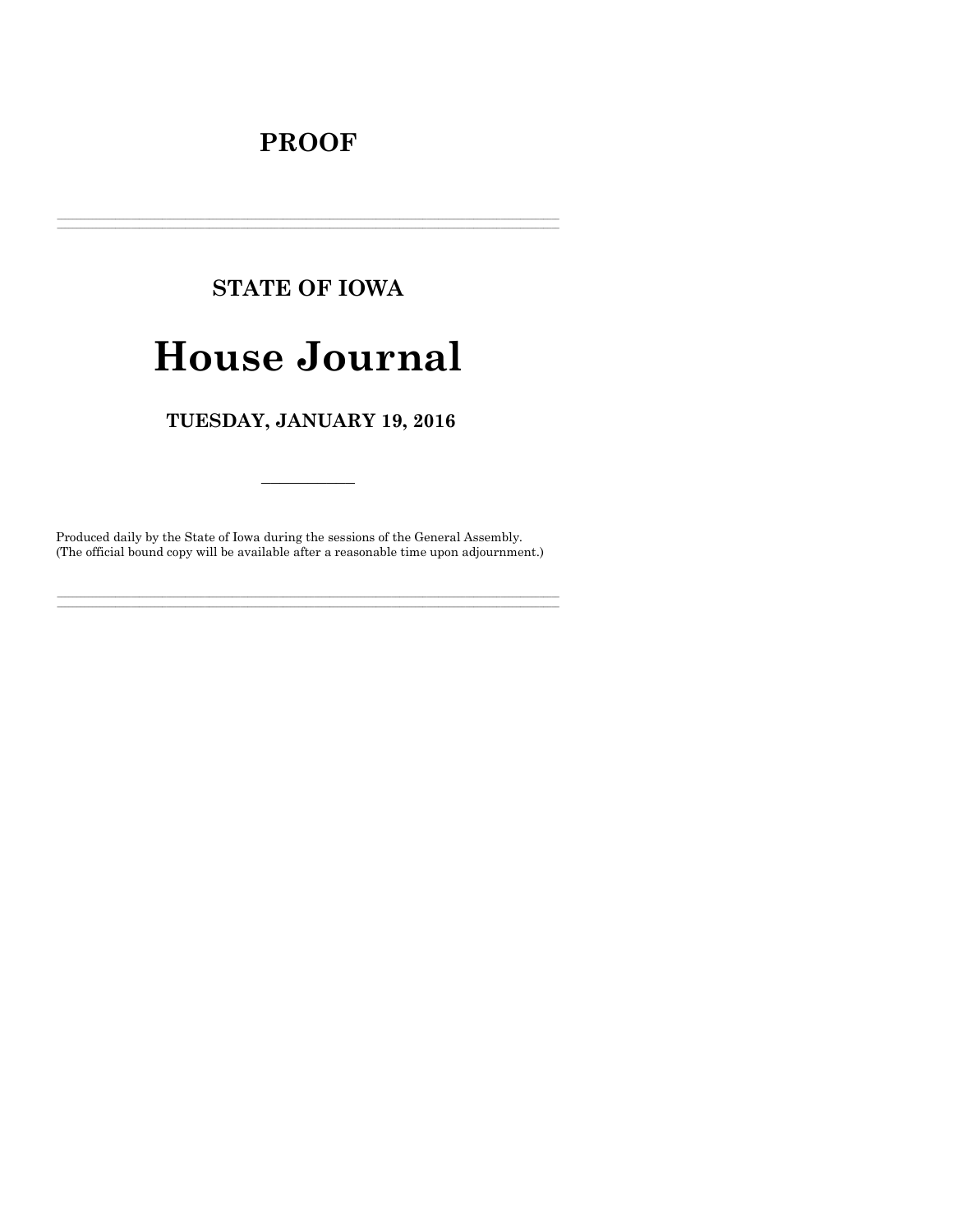# PROOF

---

## STATE OF IOWA

# House Journal

## TUESDAY, JANUARY 19, 2016

---

Produced daily by the State of Iowa during the sessions of the General Assembly.
(The official bound copy will be available after a reasonable time upon adjournment.)

---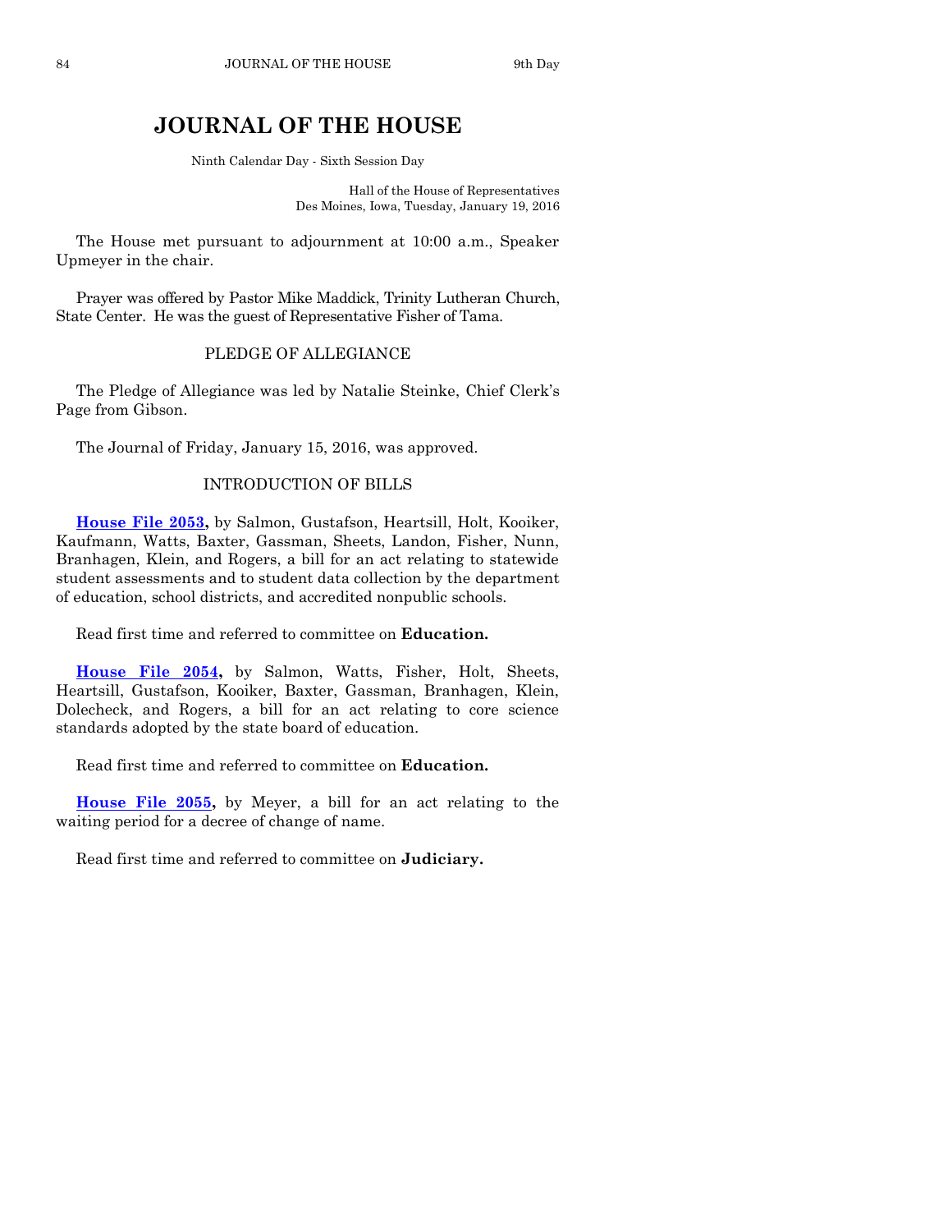# JOURNAL OF THE HOUSE

Ninth Calendar Day - Sixth Session Day

Hall of the House of Representatives
Des Moines, Iowa, Tuesday, January 19, 2016

The House met pursuant to adjournment at 10:00 a.m., Speaker Upmeyer in the chair.

Prayer was offered by Pastor Mike Maddick, Trinity Lutheran Church, State Center. He was the guest of Representative Fisher of Tama.

## PLEDGE OF ALLEGIANCE

The Pledge of Allegiance was led by Natalie Steinke, Chief Clerk's Page from Gibson.

The Journal of Friday, January 15, 2016, was approved.

## INTRODUCTION OF BILLS

**House File 2053,** by Salmon, Gustafson, Heartsill, Holt, Kooiker, Kaufmann, Watts, Baxter, Gassman, Sheets, Landon, Fisher, Nunn, Branhagen, Klein, and Rogers, a bill for an act relating to statewide student assessments and to student data collection by the department of education, school districts, and accredited nonpublic schools.

Read first time and referred to committee on **Education.**

**House File 2054,** by Salmon, Watts, Fisher, Holt, Sheets, Heartsill, Gustafson, Kooiker, Baxter, Gassman, Branhagen, Klein, Dolecheck, and Rogers, a bill for an act relating to core science standards adopted by the state board of education.

Read first time and referred to committee on **Education.**

**House File 2055,** by Meyer, a bill for an act relating to the waiting period for a decree of change of name.

Read first time and referred to committee on **Judiciary.**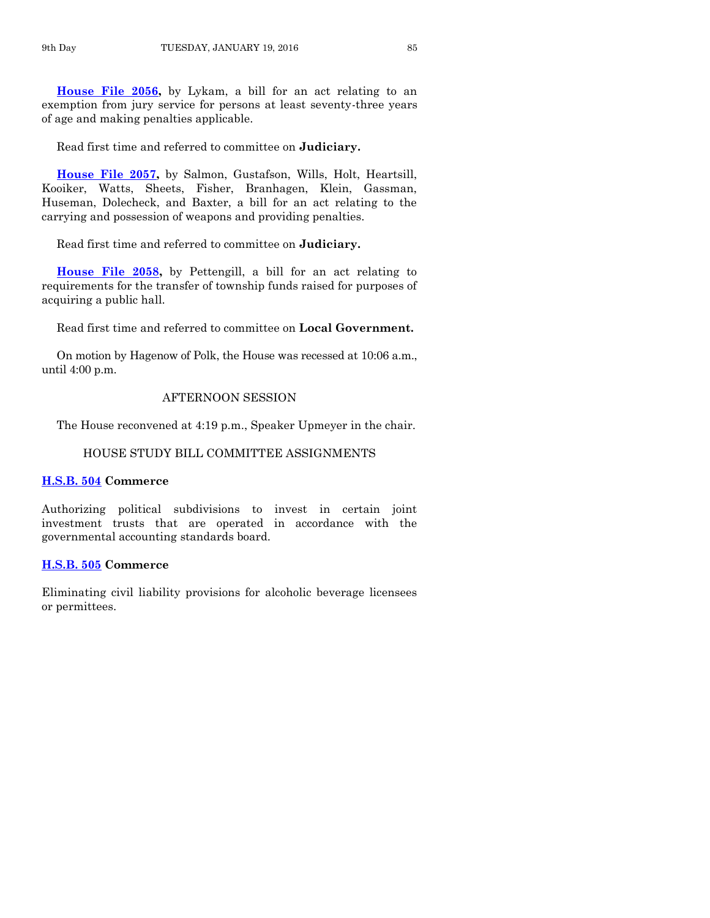**House File 2056,** by Lykam, a bill for an act relating to an exemption from jury service for persons at least seventy-three years of age and making penalties applicable.

Read first time and referred to committee on **Judiciary.**

**House File 2057,** by Salmon, Gustafson, Wills, Holt, Heartsill, Kooiker, Watts, Sheets, Fisher, Branhagen, Klein, Gassman, Huseman, Dolecheck, and Baxter, a bill for an act relating to the carrying and possession of weapons and providing penalties.

Read first time and referred to committee on **Judiciary.**

**House File 2058,** by Pettengill, a bill for an act relating to requirements for the transfer of township funds raised for purposes of acquiring a public hall.

Read first time and referred to committee on **Local Government.**

On motion by Hagenow of Polk, the House was recessed at 10:06 a.m., until 4:00 p.m.

## AFTERNOON SESSION

The House reconvened at 4:19 p.m., Speaker Upmeyer in the chair.

## HOUSE STUDY BILL COMMITTEE ASSIGNMENTS

**H.S.B. 504 Commerce**

Authorizing political subdivisions to invest in certain joint investment trusts that are operated in accordance with the governmental accounting standards board.

**H.S.B. 505 Commerce**

Eliminating civil liability provisions for alcoholic beverage licensees or permittees.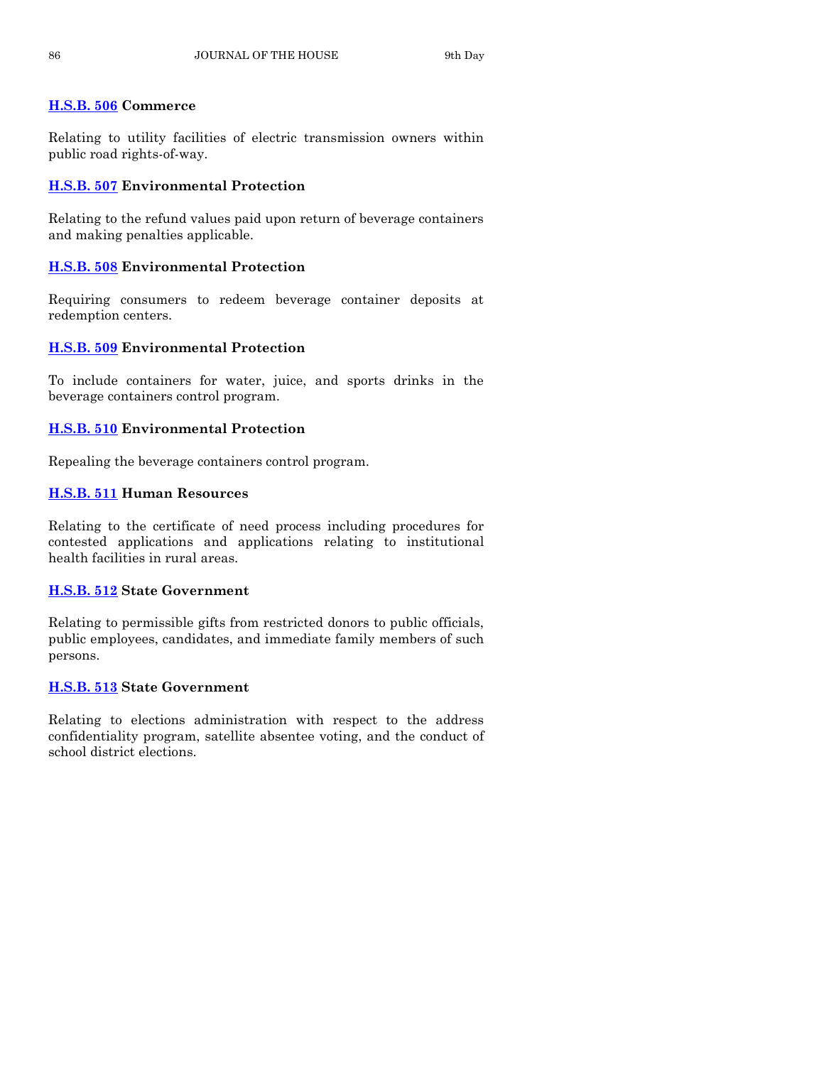**H.S.B. 506** **Commerce**

Relating to utility facilities of electric transmission owners within public road rights-of-way.

**H.S.B. 507** **Environmental Protection**

Relating to the refund values paid upon return of beverage containers and making penalties applicable.

**H.S.B. 508** **Environmental Protection**

Requiring consumers to redeem beverage container deposits at redemption centers.

**H.S.B. 509** **Environmental Protection**

To include containers for water, juice, and sports drinks in the beverage containers control program.

**H.S.B. 510** **Environmental Protection**

Repealing the beverage containers control program.

**H.S.B. 511** **Human Resources**

Relating to the certificate of need process including procedures for contested applications and applications relating to institutional health facilities in rural areas.

**H.S.B. 512** **State Government**

Relating to permissible gifts from restricted donors to public officials, public employees, candidates, and immediate family members of such persons.

**H.S.B. 513** **State Government**

Relating to elections administration with respect to the address confidentiality program, satellite absentee voting, and the conduct of school district elections.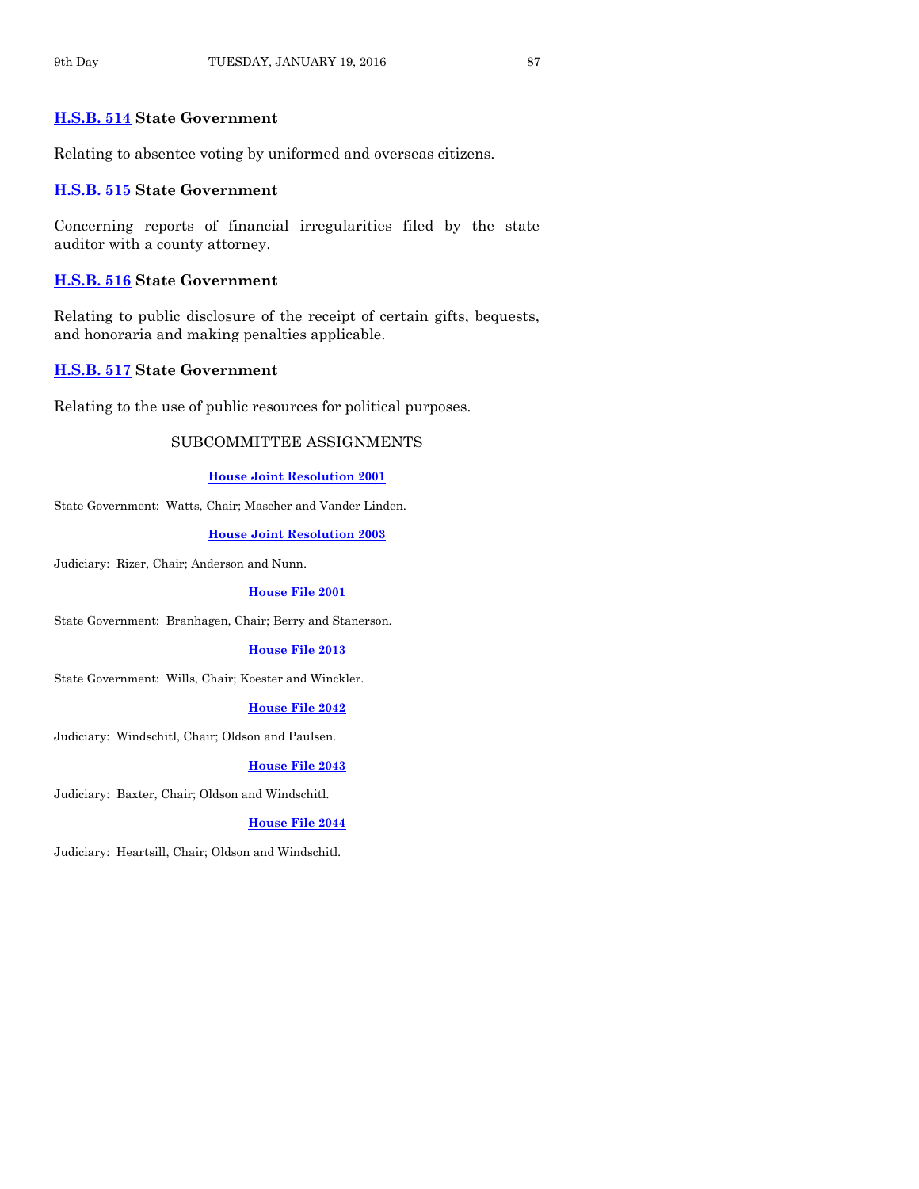**H.S.B. 514 State Government**

Relating to absentee voting by uniformed and overseas citizens.

**H.S.B. 515 State Government**

Concerning reports of financial irregularities filed by the state auditor with a county attorney.

**H.S.B. 516 State Government**

Relating to public disclosure of the receipt of certain gifts, bequests, and honoraria and making penalties applicable.

**H.S.B. 517 State Government**

Relating to the use of public resources for political purposes.

## SUBCOMMITTEE ASSIGNMENTS

**House Joint Resolution 2001**

State Government: Watts, Chair; Mascher and Vander Linden.

**House Joint Resolution 2003**

Judiciary: Rizer, Chair; Anderson and Nunn.

**House File 2001**

State Government: Branhagen, Chair; Berry and Stanerson.

**House File 2013**

State Government: Wills, Chair; Koester and Winckler.

**House File 2042**

Judiciary: Windschitl, Chair; Oldson and Paulsen.

**House File 2043**

Judiciary: Baxter, Chair; Oldson and Windschitl.

**House File 2044**

Judiciary: Heartsill, Chair; Oldson and Windschitl.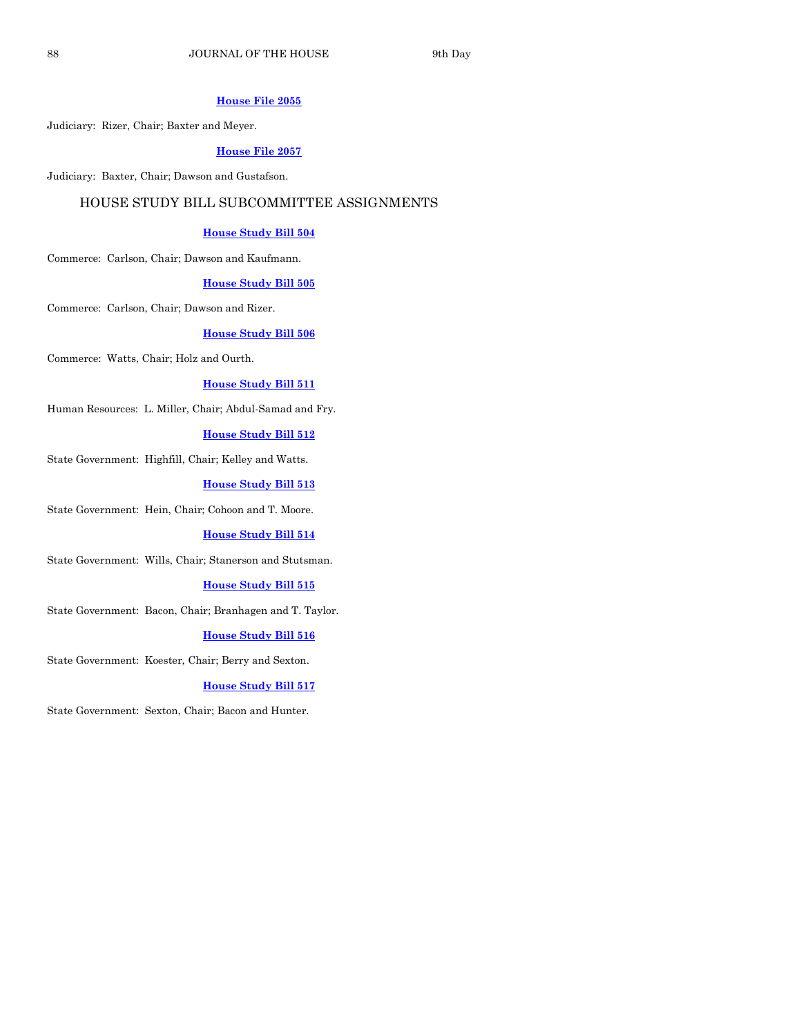**House File 2055**

Judiciary: Rizer, Chair; Baxter and Meyer.

**House File 2057**

Judiciary: Baxter, Chair; Dawson and Gustafson.

## HOUSE STUDY BILL SUBCOMMITTEE ASSIGNMENTS

**House Study Bill 504**

Commerce: Carlson, Chair; Dawson and Kaufmann.

**House Study Bill 505**

Commerce: Carlson, Chair; Dawson and Rizer.

**House Study Bill 506**

Commerce: Watts, Chair; Holz and Ourth.

**House Study Bill 511**

Human Resources: L. Miller, Chair; Abdul-Samad and Fry.

**House Study Bill 512**

State Government: Highfill, Chair; Kelley and Watts.

**House Study Bill 513**

State Government: Hein, Chair; Cohoon and T. Moore.

**House Study Bill 514**

State Government: Wills, Chair; Stanerson and Stutsman.

**House Study Bill 515**

State Government: Bacon, Chair; Branhagen and T. Taylor.

**House Study Bill 516**

State Government: Koester, Chair; Berry and Sexton.

**House Study Bill 517**

State Government: Sexton, Chair; Bacon and Hunter.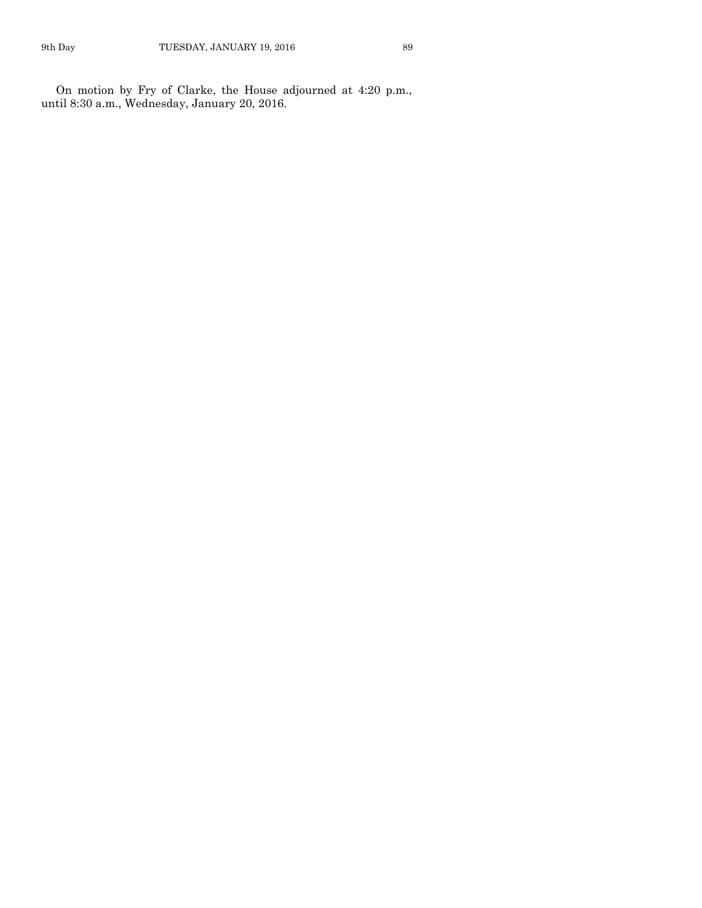On motion by Fry of Clarke, the House adjourned at 4:20 p.m., until 8:30 a.m., Wednesday, January 20, 2016.